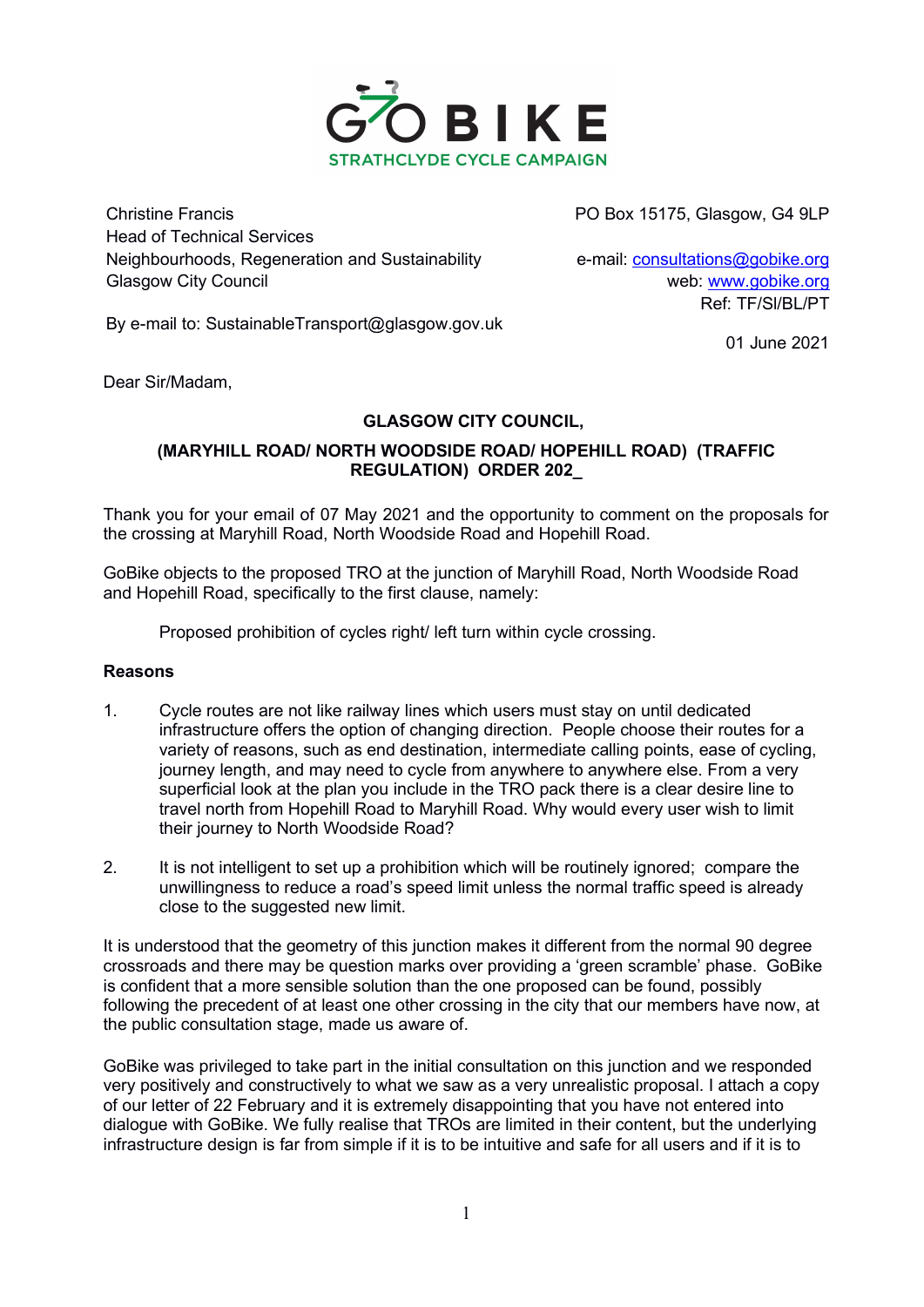GOBIKE
STRATHCLYDE CYCLE CAMPAIGN

Christine Francis
Head of Technical Services
Neighbourhoods, Regeneration and Sustainability
Glasgow City Council

By e-mail to: SustainableTransport@glasgow.gov.uk

PO Box 15175, Glasgow, G4 9LP

e-mail: consultations@gobike.org
web: www.gobike.org
Ref: TF/SI/BL/PT

01 June 2021

Dear Sir/Madam,

**GLASGOW CITY COUNCIL,**

**(MARYHILL ROAD/ NORTH WOODSIDE ROAD/ HOPEHILL ROAD) (TRAFFIC REGULATION) ORDER 202_**

Thank you for your email of 07 May 2021 and the opportunity to comment on the proposals for the crossing at Maryhill Road, North Woodside Road and Hopehill Road.

GoBike objects to the proposed TRO at the junction of Maryhill Road, North Woodside Road and Hopehill Road, specifically to the first clause, namely:

> Proposed prohibition of cycles right/ left turn within cycle crossing.

**Reasons**

1. Cycle routes are not like railway lines which users must stay on until dedicated infrastructure offers the option of changing direction. People choose their routes for a variety of reasons, such as end destination, intermediate calling points, ease of cycling, journey length, and may need to cycle from anywhere to anywhere else. From a very superficial look at the plan you include in the TRO pack there is a clear desire line to travel north from Hopehill Road to Maryhill Road. Why would every user wish to limit their journey to North Woodside Road?

2. It is not intelligent to set up a prohibition which will be routinely ignored; compare the unwillingness to reduce a road's speed limit unless the normal traffic speed is already close to the suggested new limit.

It is understood that the geometry of this junction makes it different from the normal 90 degree crossroads and there may be question marks over providing a 'green scramble' phase. GoBike is confident that a more sensible solution than the one proposed can be found, possibly following the precedent of at least one other crossing in the city that our members have now, at the public consultation stage, made us aware of.

GoBike was privileged to take part in the initial consultation on this junction and we responded very positively and constructively to what we saw as a very unrealistic proposal. I attach a copy of our letter of 22 February and it is extremely disappointing that you have not entered into dialogue with GoBike. We fully realise that TROs are limited in their content, but the underlying infrastructure design is far from simple if it is to be intuitive and safe for all users and if it is to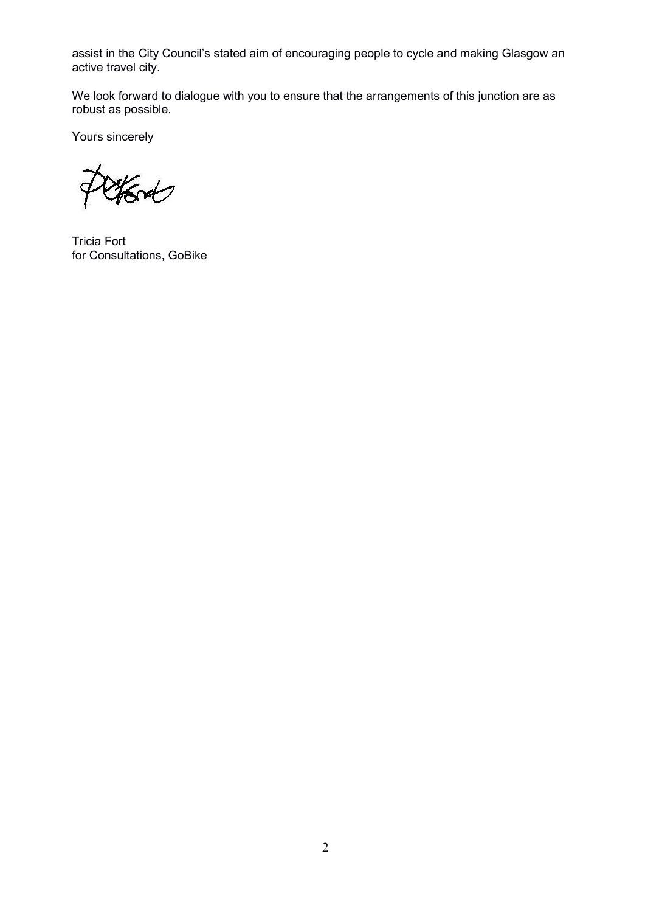assist in the City Council's stated aim of encouraging people to cycle and making Glasgow an active travel city.

We look forward to dialogue with you to ensure that the arrangements of this junction are as robust as possible.

Yours sincerely

Tricia Fort
for Consultations, GoBike